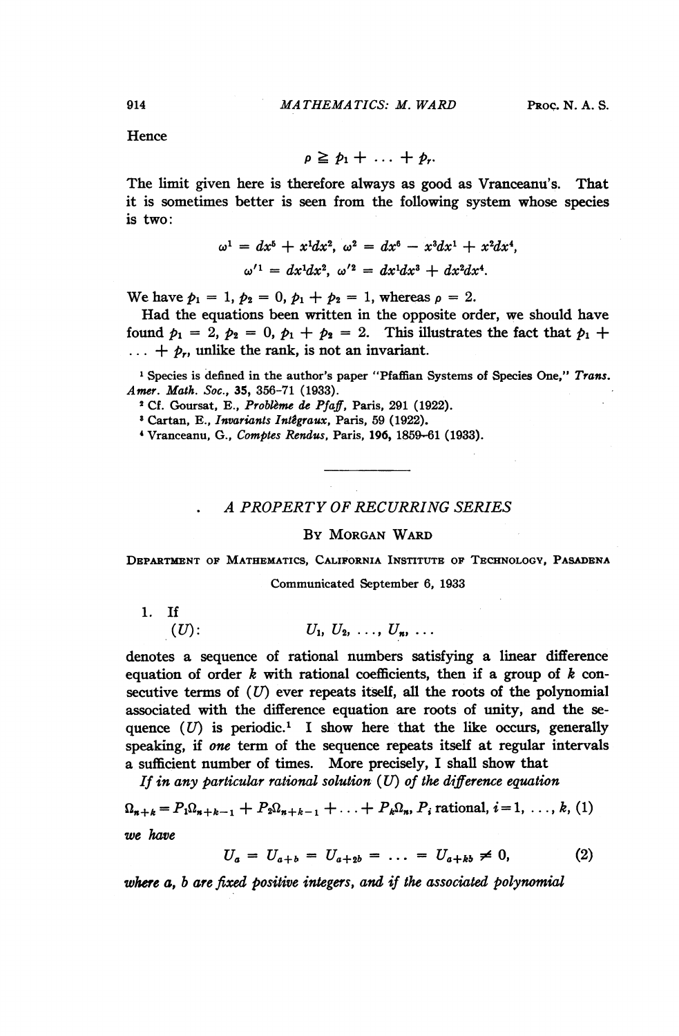Hence

$$\rho \geqq p_1 + \ldots + p_r.$$

The limit given here is therefore always as good as Vranceanu's. That it is sometimes better is seen from the following system whose species is two:

$$\omega^1 = dx^5 + x^1dx^2,\ \omega^2 = dx^6 - x^3dx^1 + x^2dx^4,$$

$$\omega'^1 = dx^1dx^2,\ \omega'^2 = dx^1dx^3 + dx^2dx^4.$$

We have $p_1 = 1$, $p_2 = 0$, $p_1 + p_2 = 1$, whereas $\rho = 2$.

Had the equations been written in the opposite order, we should have found $p_1 = 2$, $p_2 = 0$, $p_1 + p_2 = 2$. This illustrates the fact that $p_1 + \ldots + p_r$, unlike the rank, is not an invariant.

[1] Species is defined in the author's paper "Pfaffian Systems of Species One," *Trans. Amer. Math. Soc.*, 35, 356–71 (1933).

[2] Cf. Goursat, E., *Problème de Pfaff*, Paris, 291 (1922).

[3] Cartan, E., *Invariants Intégraux*, Paris, 59 (1922).

[4] Vranceanu, G., *Comptes Rendus*, Paris, 196, 1859–61 (1933).

---

## A PROPERTY OF RECURRING SERIES

By Morgan Ward

Department of Mathematics, California Institute of Technology, Pasadena

Communicated September 6, 1933

1. If

$$(U): \qquad U_1, U_2, \ldots, U_n, \ldots$$

denotes a sequence of rational numbers satisfying a linear difference equation of order $k$ with rational coefficients, then if a group of $k$ consecutive terms of $(U)$ ever repeats itself, all the roots of the polynomial associated with the difference equation are roots of unity, and the sequence $(U)$ is periodic.[1] I show here that the like occurs, generally speaking, if *one* term of the sequence repeats itself at regular intervals a sufficient number of times. More precisely, I shall show that

*If in any particular rational solution $(U)$ of the difference equation*

$$\Omega_{n+k} = P_1\Omega_{n+k-1} + P_2\Omega_{n+k-1} + \ldots + P_k\Omega_n,\ P_i \text{ rational, } i = 1, \ldots, k, \quad (1)$$

*we have*

$$U_a = U_{a+b} = U_{a+2b} = \ldots = U_{a+kb} \neq 0, \quad (2)$$

*where $a$, $b$ are fixed positive integers, and if the associated polynomial*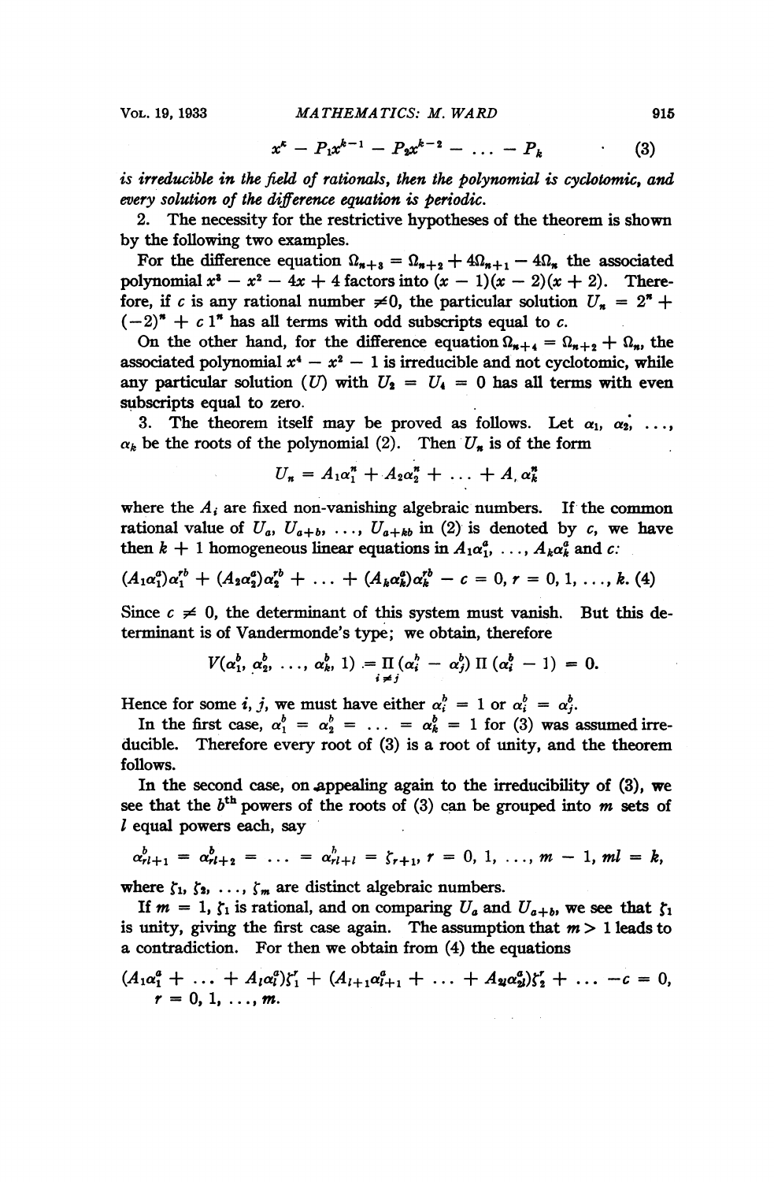$$x^k - P_1x^{k-1} - P_2x^{k-2} - \ldots - P_k \qquad (3)$$

*is irreducible in the field of rationals, then the polynomial is cyclotomic, and every solution of the difference equation is periodic.*

2. The necessity for the restrictive hypotheses of the theorem is shown by the following two examples.

For the difference equation $\Omega_{n+3} = \Omega_{n+2} + 4\Omega_{n+1} - 4\Omega_n$ the associated polynomial $x^3 - x^2 - 4x + 4$ factors into $(x - 1)(x - 2)(x + 2)$. Therefore, if $c$ is any rational number $\neq 0$, the particular solution $U_n = 2^n + (-2)^n + c\,1^n$ has all terms with odd subscripts equal to $c$.

On the other hand, for the difference equation $\Omega_{n+4} = \Omega_{n+2} + \Omega_n$, the associated polynomial $x^4 - x^2 - 1$ is irreducible and not cyclotomic, while any particular solution $(U)$ with $U_2 = U_4 = 0$ has all terms with even subscripts equal to zero.

3. The theorem itself may be proved as follows. Let $\alpha_1, \alpha_2, \ldots, \alpha_k$ be the roots of the polynomial (2). Then $U_n$ is of the form

$$U_n = A_1\alpha_1^n + A_2\alpha_2^n + \ldots + A_k\alpha_k^n$$

where the $A_i$ are fixed non-vanishing algebraic numbers. If the common rational value of $U_a, U_{a+b}, \ldots, U_{a+kb}$ in (2) is denoted by $c$, we have then $k + 1$ homogeneous linear equations in $A_1\alpha_1^a, \ldots, A_k\alpha_k^a$ and $c$:

$$(A_1\alpha_1^a)\alpha_1^{rb} + (A_2\alpha_2^a)\alpha_2^{rb} + \ldots + (A_k\alpha_k^a)\alpha_k^{rb} - c = 0,\ r = 0, 1, \ldots, k. \quad (4)$$

Since $c \neq 0$, the determinant of this system must vanish. But this determinant is of Vandermonde's type; we obtain, therefore

$$V(\alpha_1^b, \alpha_2^b, \ldots, \alpha_k^b, 1) = \prod_{i \neq j} (\alpha_i^b - \alpha_j^b) \prod (\alpha_i^b - 1) = 0.$$

Hence for some $i, j$, we must have either $\alpha_i^b = 1$ or $\alpha_i^b = \alpha_j^b$.

In the first case, $\alpha_1^b = \alpha_2^b = \ldots = \alpha_k^b = 1$ for (3) was assumed irreducible. Therefore every root of (3) is a root of unity, and the theorem follows.

In the second case, on appealing again to the irreducibility of (3), we see that the $b^{\text{th}}$ powers of the roots of (3) can be grouped into $m$ sets of $l$ equal powers each, say

$$\alpha_{rl+1}^b = \alpha_{rl+2}^b = \ldots = \alpha_{rl+l}^b = \zeta_{r+1},\ r = 0, 1, \ldots, m - 1,\ ml = k,$$

where $\zeta_1, \zeta_2, \ldots, \zeta_m$ are distinct algebraic numbers.

If $m = 1$, $\zeta_1$ is rational, and on comparing $U_a$ and $U_{a+b}$, we see that $\zeta_1$ is unity, giving the first case again. The assumption that $m > 1$ leads to a contradiction. For then we obtain from (4) the equations

$$(A_1\alpha_1^a + \ldots + A_l\alpha_l^a)\zeta_1^r + (A_{l+1}\alpha_{l+1}^a + \ldots + A_{2l}\alpha_{2l}^a)\zeta_2^r + \ldots - c = 0,$$
$$r = 0, 1, \ldots, m.$$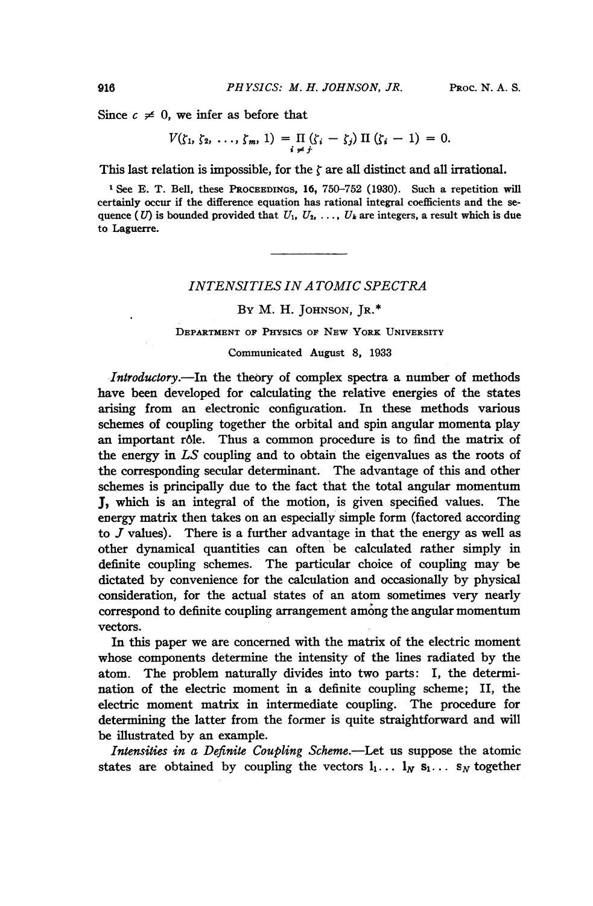Since $c \neq 0$, we infer as before that

$$V(\zeta_1, \zeta_2, \ldots, \zeta_m, 1) = \prod_{i \neq j} (\zeta_i - \zeta_j) \prod (\zeta_i - 1) = 0.$$

This last relation is impossible, for the $\zeta$ are all distinct and all irrational.

[1] See E. T. Bell, these PROCEEDINGS, 16, 750–752 (1930). Such a repetition will certainly occur if the difference equation has rational integral coefficients and the sequence ($U$) is bounded provided that $U_1, U_2, \ldots, U_k$ are integers, a result which is due to Laguerre.

---

# *INTENSITIES IN ATOMIC SPECTRA*

By M. H. Johnson, Jr.*

Department of Physics of New York University

Communicated August 8, 1933

*Introductory.*—In the theory of complex spectra a number of methods have been developed for calculating the relative energies of the states arising from an electronic configuration. In these methods various schemes of coupling together the orbital and spin angular momenta play an important rôle. Thus a common procedure is to find the matrix of the energy in $LS$ coupling and to obtain the eigenvalues as the roots of the corresponding secular determinant. The advantage of this and other schemes is principally due to the fact that the total angular momentum $\mathbf{J}$, which is an integral of the motion, is given specified values. The energy matrix then takes on an especially simple form (factored according to $J$ values). There is a further advantage in that the energy as well as other dynamical quantities can often be calculated rather simply in definite coupling schemes. The particular choice of coupling may be dictated by convenience for the calculation and occasionally by physical consideration, for the actual states of an atom sometimes very nearly correspond to definite coupling arrangement among the angular momentum vectors.

In this paper we are concerned with the matrix of the electric moment whose components determine the intensity of the lines radiated by the atom. The problem naturally divides into two parts: I, the determination of the electric moment in a definite coupling scheme; II, the electric moment matrix in intermediate coupling. The procedure for determining the latter from the former is quite straightforward and will be illustrated by an example.

*Intensities in a Definite Coupling Scheme.*—Let us suppose the atomic states are obtained by coupling the vectors $\mathbf{l}_1 \ldots \mathbf{l}_N$ $\mathbf{s}_1 \ldots \mathbf{s}_N$ together